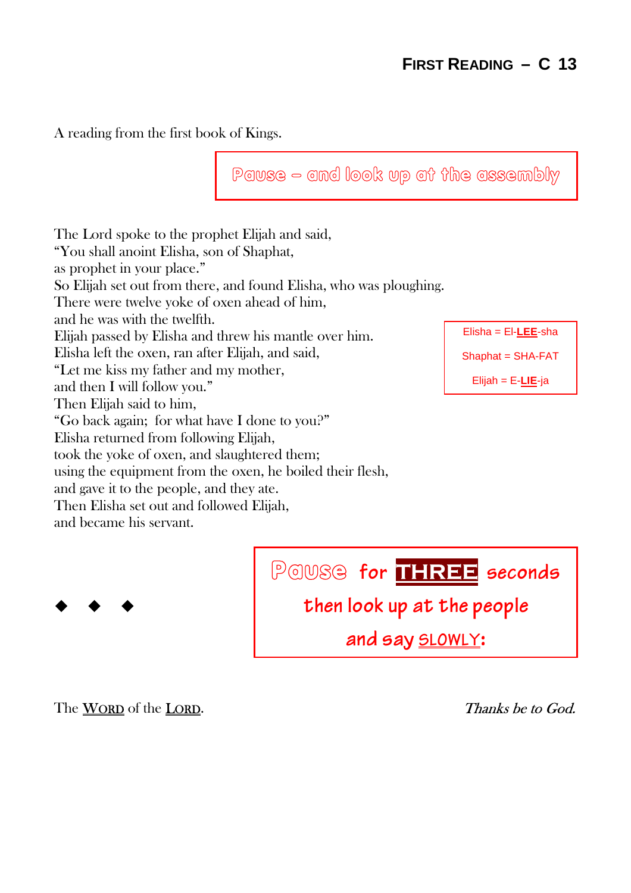## First Reading – C 13

A reading from the first book of Kings.

**Pause – and look up at the assembly**

The Lord spoke to the prophet Elijah and said,
"You shall anoint Elisha, son of Shaphat,
as prophet in your place."
So Elijah set out from there, and found Elisha, who was ploughing.
There were twelve yoke of oxen ahead of him,
and he was with the twelfth.
Elijah passed by Elisha and threw his mantle over him.
Elisha left the oxen, ran after Elijah, and said,
"Let me kiss my father and my mother,
and then I will follow you."
Then Elijah said to him,
"Go back again; for what have I done to you?"
Elisha returned from following Elijah,
took the yoke of oxen, and slaughtered them;
using the equipment from the oxen, he boiled their flesh,
and gave it to the people, and they ate.
Then Elisha set out and followed Elijah,
and became his servant.

Elisha = El-**LEE**-sha
Shaphat = SHA-FAT
Elijah = E-**LIE**-ja

◆ ◆ ◆

**Pause for THREE seconds**
**then look up at the people**
**and say SLOWLY:**

The **Word** of the **Lord**. *Thanks be to God.*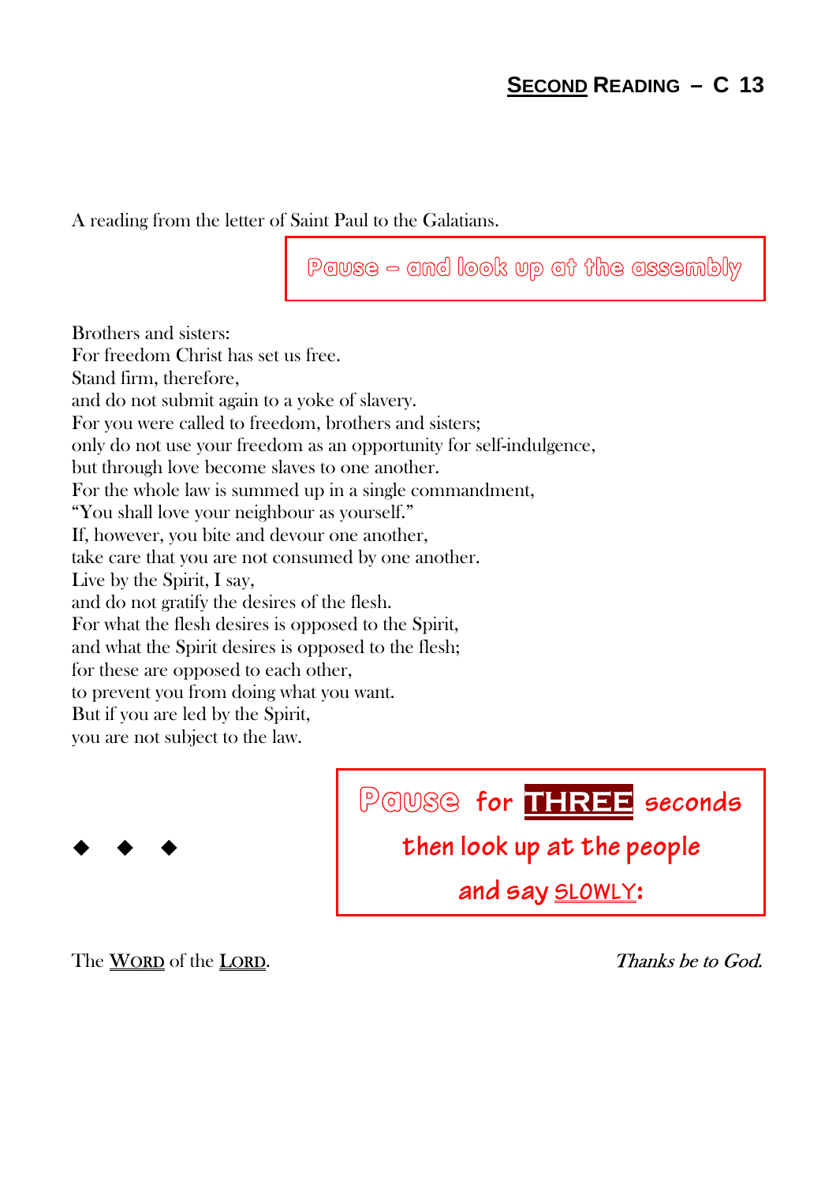## Second Reading – C 13

A reading from the letter of Saint Paul to the Galatians.

**Pause – and look up at the assembly**

Brothers and sisters:
For freedom Christ has set us free.
Stand firm, therefore,
and do not submit again to a yoke of slavery.
For you were called to freedom, brothers and sisters;
only do not use your freedom as an opportunity for self-indulgence,
but through love become slaves to one another.
For the whole law is summed up in a single commandment,
"You shall love your neighbour as yourself."
If, however, you bite and devour one another,
take care that you are not consumed by one another.
Live by the Spirit, I say,
and do not gratify the desires of the flesh.
For what the flesh desires is opposed to the Spirit,
and what the Spirit desires is opposed to the flesh;
for these are opposed to each other,
to prevent you from doing what you want.
But if you are led by the Spirit,
you are not subject to the law.

◆ ◆ ◆

**Pause for THREE seconds
then look up at the people
and say SLOWLY:**

The **Word** of the **Lord**. *Thanks be to God.*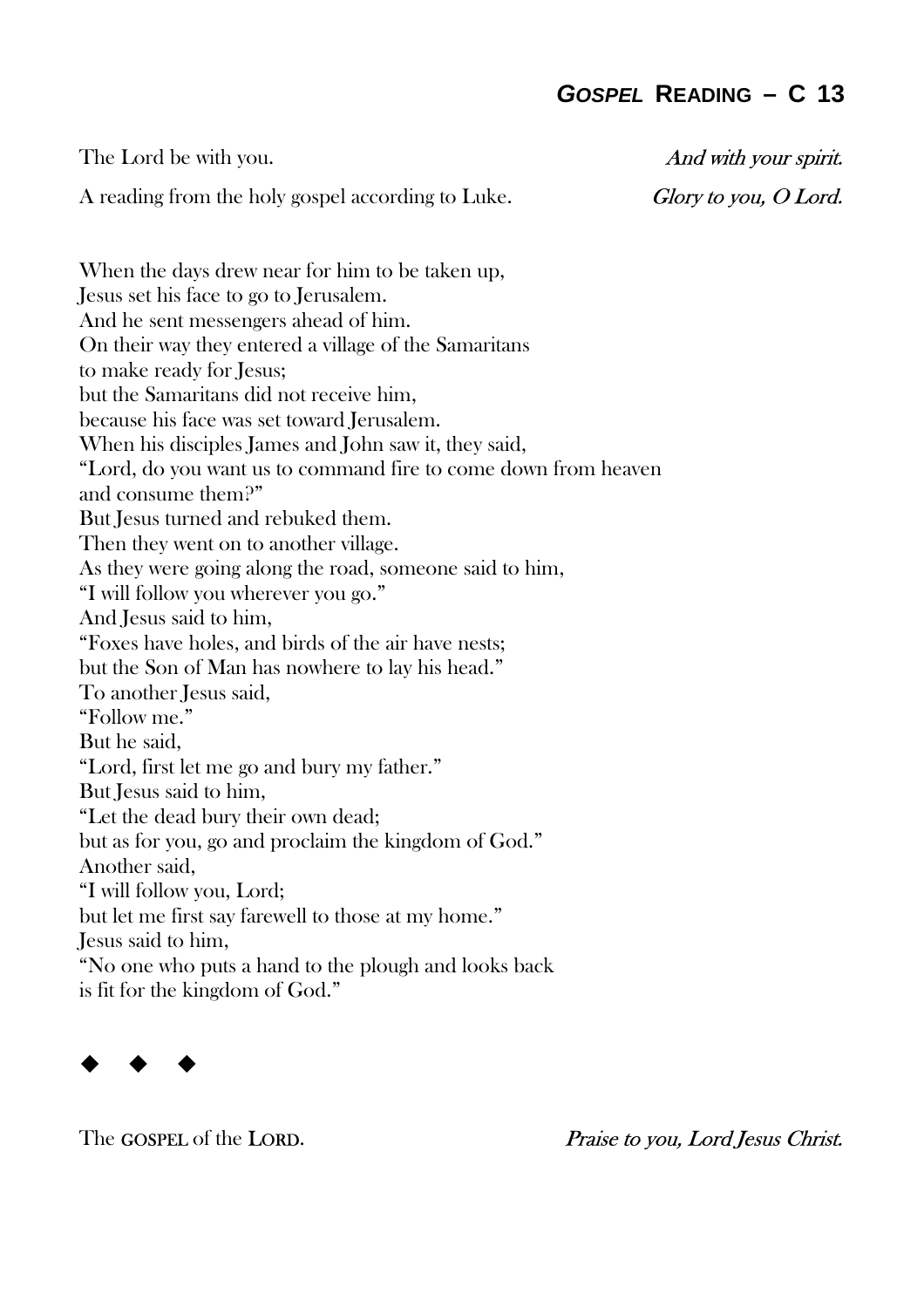## *GOSPEL* READING – C 13

The Lord be with you. *And with your spirit.*

A reading from the holy gospel according to Luke. *Glory to you, O Lord.*

When the days drew near for him to be taken up,
Jesus set his face to go to Jerusalem.
And he sent messengers ahead of him.
On their way they entered a village of the Samaritans
to make ready for Jesus;
but the Samaritans did not receive him,
because his face was set toward Jerusalem.
When his disciples James and John saw it, they said,
"Lord, do you want us to command fire to come down from heaven
and consume them?"
But Jesus turned and rebuked them.
Then they went on to another village.
As they were going along the road, someone said to him,
"I will follow you wherever you go."
And Jesus said to him,
"Foxes have holes, and birds of the air have nests;
but the Son of Man has nowhere to lay his head."
To another Jesus said,
"Follow me."
But he said,
"Lord, first let me go and bury my father."
But Jesus said to him,
"Let the dead bury their own dead;
but as for you, go and proclaim the kingdom of God."
Another said,
"I will follow you, Lord;
but let me first say farewell to those at my home."
Jesus said to him,
"No one who puts a hand to the plough and looks back
is fit for the kingdom of God."

◆ ◆ ◆

The GOSPEL of the LORD. *Praise to you, Lord Jesus Christ.*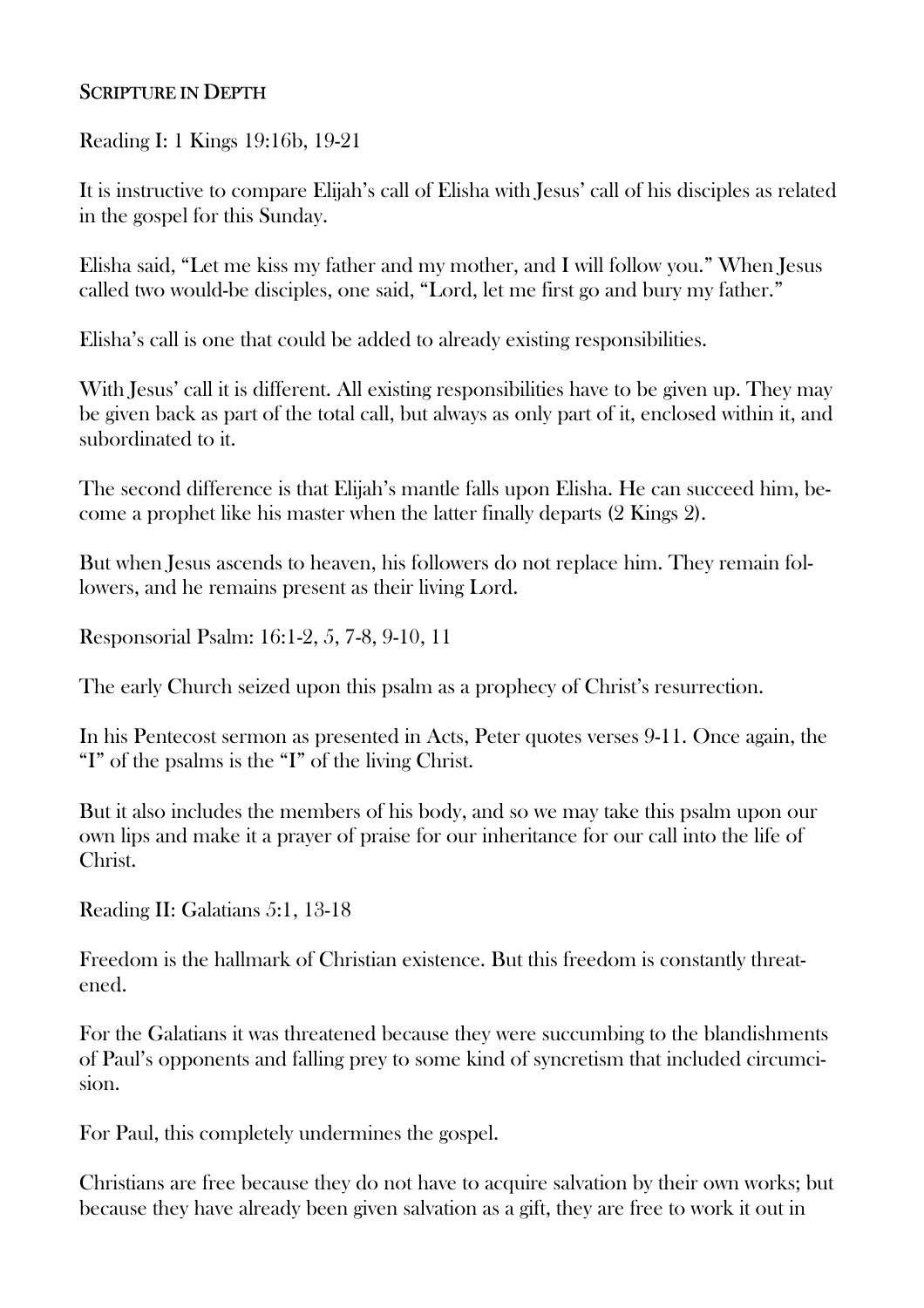## Scripture in Depth

Reading I: 1 Kings 19:16b, 19-21

It is instructive to compare Elijah's call of Elisha with Jesus' call of his disciples as related in the gospel for this Sunday.

Elisha said, "Let me kiss my father and my mother, and I will follow you." When Jesus called two would-be disciples, one said, "Lord, let me first go and bury my father."

Elisha's call is one that could be added to already existing responsibilities.

With Jesus' call it is different. All existing responsibilities have to be given up. They may be given back as part of the total call, but always as only part of it, enclosed within it, and subordinated to it.

The second difference is that Elijah's mantle falls upon Elisha. He can succeed him, become a prophet like his master when the latter finally departs (2 Kings 2).

But when Jesus ascends to heaven, his followers do not replace him. They remain followers, and he remains present as their living Lord.

Responsorial Psalm: 16:1-2, 5, 7-8, 9-10, 11

The early Church seized upon this psalm as a prophecy of Christ's resurrection.

In his Pentecost sermon as presented in Acts, Peter quotes verses 9-11. Once again, the "I" of the psalms is the "I" of the living Christ.

But it also includes the members of his body, and so we may take this psalm upon our own lips and make it a prayer of praise for our inheritance for our call into the life of Christ.

Reading II: Galatians 5:1, 13-18

Freedom is the hallmark of Christian existence. But this freedom is constantly threatened.

For the Galatians it was threatened because they were succumbing to the blandishments of Paul's opponents and falling prey to some kind of syncretism that included circumcision.

For Paul, this completely undermines the gospel.

Christians are free because they do not have to acquire salvation by their own works; but because they have already been given salvation as a gift, they are free to work it out in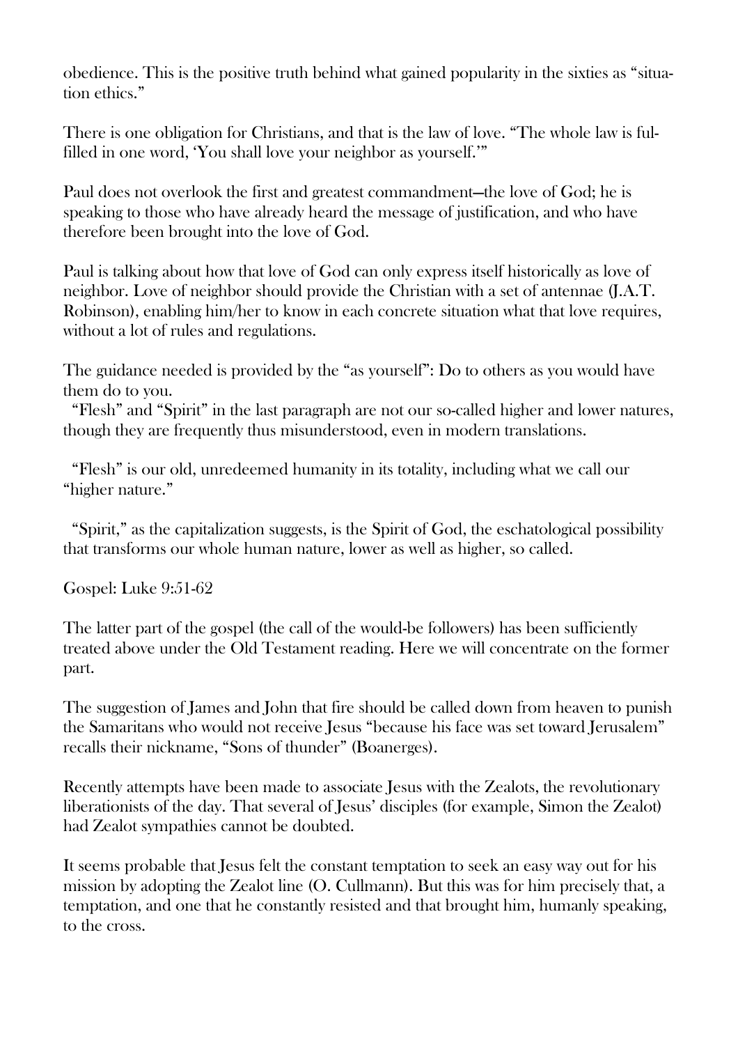obedience. This is the positive truth behind what gained popularity in the sixties as "situation ethics."

There is one obligation for Christians, and that is the law of love. "The whole law is fulfilled in one word, 'You shall love your neighbor as yourself.'"

Paul does not overlook the first and greatest commandment—the love of God; he is speaking to those who have already heard the message of justification, and who have therefore been brought into the love of God.

Paul is talking about how that love of God can only express itself historically as love of neighbor. Love of neighbor should provide the Christian with a set of antennae (J.A.T. Robinson), enabling him/her to know in each concrete situation what that love requires, without a lot of rules and regulations.

The guidance needed is provided by the "as yourself": Do to others as you would have them do to you.

"Flesh" and "Spirit" in the last paragraph are not our so-called higher and lower natures, though they are frequently thus misunderstood, even in modern translations.

"Flesh" is our old, unredeemed humanity in its totality, including what we call our "higher nature."

"Spirit," as the capitalization suggests, is the Spirit of God, the eschatological possibility that transforms our whole human nature, lower as well as higher, so called.

Gospel: Luke 9:51-62

The latter part of the gospel (the call of the would-be followers) has been sufficiently treated above under the Old Testament reading. Here we will concentrate on the former part.

The suggestion of James and John that fire should be called down from heaven to punish the Samaritans who would not receive Jesus "because his face was set toward Jerusalem" recalls their nickname, "Sons of thunder" (Boanerges).

Recently attempts have been made to associate Jesus with the Zealots, the revolutionary liberationists of the day. That several of Jesus' disciples (for example, Simon the Zealot) had Zealot sympathies cannot be doubted.

It seems probable that Jesus felt the constant temptation to seek an easy way out for his mission by adopting the Zealot line (O. Cullmann). But this was for him precisely that, a temptation, and one that he constantly resisted and that brought him, humanly speaking, to the cross.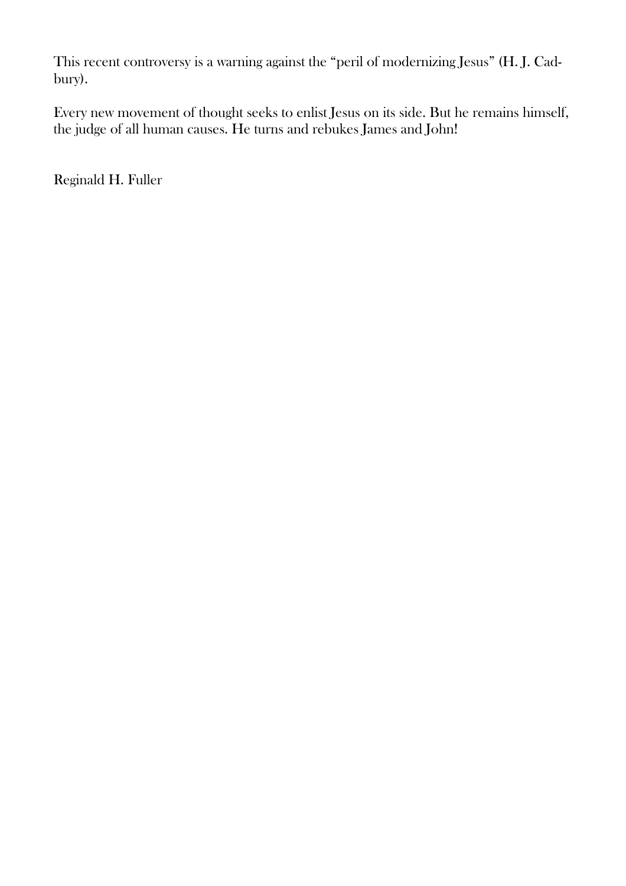This recent controversy is a warning against the "peril of modernizing Jesus" (H. J. Cadbury).

Every new movement of thought seeks to enlist Jesus on its side. But he remains himself, the judge of all human causes. He turns and rebukes James and John!

Reginald H. Fuller